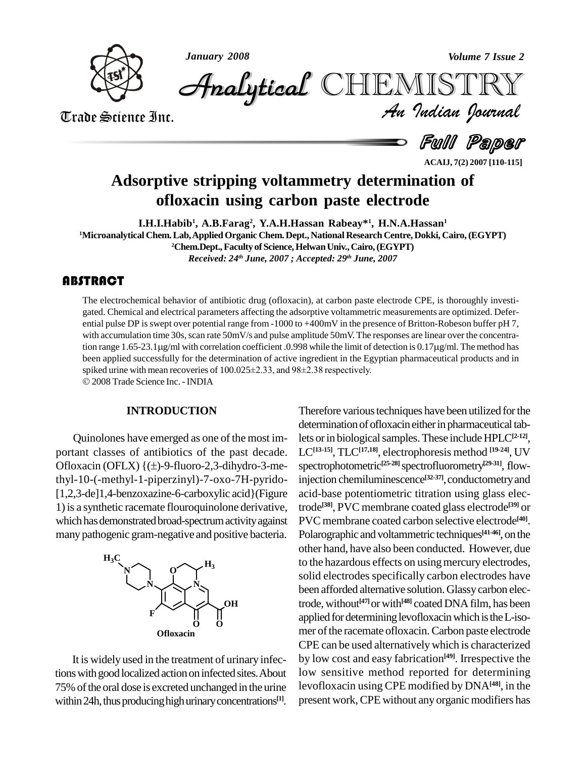# Adsorptive stripping voltammetry determination of ofloxacin using carbon paste electrode

**I.H.I.Habib[1], A.B.Farag[2], Y.A.H.Hassan Rabeay*[1], H.N.A.Hassan[1]**

[1]Microanalytical Chem. Lab, Applied Organic Chem. Dept., National Research Centre, Dokki, Cairo, (EGYPT)

[2]Chem.Dept., Faculty of Science, Helwan Univ., Cairo, (EGYPT)

*Received: 24th June, 2007 ; Accepted: 29th June, 2007*

## ABSTRACT

The electrochemical behavior of antibiotic drug (ofloxacin), at carbon paste electrode CPE, is thoroughly investigated. Chemical and electrical parameters affecting the adsorptive voltammetric measurements are optimized. Deferential pulse DP is swept over potential range from -1000 to +400mV in the presence of Britton-Robeson buffer pH 7, with accumulation time 30s, scan rate 50mV/s and pulse amplitude 50mV. The responses are linear over the concentration range 1.65-23.1μg/ml with correlation coefficient .0.998 while the limit of detection is 0.17μg/ml. The method has been applied successfully for the determination of active ingredient in the Egyptian pharmaceutical products and in spiked urine with mean recoveries of 100.025±2.33, and 98±2.38 respectively.

© 2008 Trade Science Inc. - INDIA

## INTRODUCTION

Quinolones have emerged as one of the most important classes of antibiotics of the past decade. Ofloxacin (OFLX) {(±)-9-fluoro-2,3-dihydro-3-methyl-10-(-methyl-1-piperzinyl)-7-oxo-7H-pyrido-[1,2,3-de]1,4-benzoxazine-6-carboxylic acid}(Figure 1) is a synthetic racemate flouroquinolone derivative, which has demonstrated broad-spectrum activity against many pathogenic gram-negative and positive bacteria.

Ofloxacin

It is widely used in the treatment of urinary infections with good localized action on infected sites. About 75% of the oral dose is excreted unchanged in the urine within 24h, thus producing high urinary concentrations[1]. Therefore various techniques have been utilized for the determination of ofloxacin either in pharmaceutical tablets or in biological samples. These include HPLC[2-12], LC[13-15], TLC[17,18], electrophoresis method [19-24], UV spectrophotometric[25-28] spectrofluorometry[29-31], flow-injection chemiluminescence[32-37], conductometry and acid-base potentiometric titration using glass electrode[38], PVC membrane coated glass electrode[39] or PVC membrane coated carbon selective electrode[40]. Polarographic and voltammetric techniques[41-46], on the other hand, have also been conducted. However, due to the hazardous effects on using mercury electrodes, solid electrodes specifically carbon electrodes have been afforded alternative solution. Glassy carbon electrode, without[47] or with[48] coated DNA film, has been applied for determining levofloxacin which is the L-isomer of the racemate ofloxacin. Carbon paste electrode CPE can be used alternatively which is characterized by low cost and easy fabrication[49]. Irrespective the low sensitive method reported for determining levofloxacin using CPE modified by DNA[48], in the present work, CPE without any organic modifiers has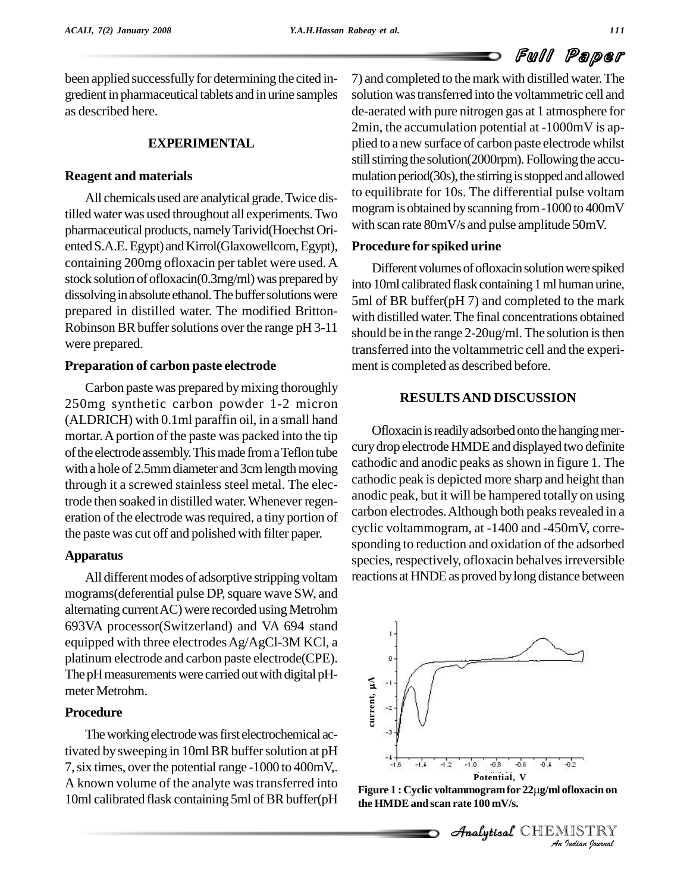been applied successfully for determining the cited ingredient in pharmaceutical tablets and in urine samples as described here.

## EXPERIMENTAL

### Reagent and materials

All chemicals used are analytical grade. Twice distilled water was used throughout all experiments. Two pharmaceutical products, namely Tarivid(Hoechst Oriented S.A.E. Egypt) and Kirrol(Glaxowellcom, Egypt), containing 200mg ofloxacin per tablet were used. A stock solution of ofloxacin(0.3mg/ml) was prepared by dissolving in absolute ethanol. The buffer solutions were prepared in distilled water. The modified Britton-Robinson BR buffer solutions over the range pH 3-11 were prepared.

### Preparation of carbon paste electrode

Carbon paste was prepared by mixing thoroughly 250mg synthetic carbon powder 1-2 micron (ALDRICH) with 0.1ml paraffin oil, in a small hand mortar. A portion of the paste was packed into the tip of the electrode assembly. This made from a Teflon tube with a hole of 2.5mm diameter and 3cm length moving through it a screwed stainless steel metal. The electrode then soaked in distilled water. Whenever regeneration of the electrode was required, a tiny portion of the paste was cut off and polished with filter paper.

### Apparatus

All different modes of adsorptive stripping voltammograms(deferential pulse DP, square wave SW, and alternating current AC) were recorded using Metrohm 693VA processor(Switzerland) and VA 694 stand equipped with three electrodes Ag/AgCl-3M KCl, a platinum electrode and carbon paste electrode(CPE). The pH measurements were carried out with digital pH-meter Metrohm.

### Procedure

The working electrode was first electrochemical activated by sweeping in 10ml BR buffer solution at pH 7, six times, over the potential range -1000 to 400mV,. A known volume of the analyte was transferred into 10ml calibrated flask containing 5ml of BR buffer(pH 7) and completed to the mark with distilled water. The solution was transferred into the voltammetric cell and de-aerated with pure nitrogen gas at 1 atmosphere for 2min, the accumulation potential at -1000mV is applied to a new surface of carbon paste electrode whilst still stirring the solution(2000rpm). Following the accumulation period(30s), the stirring is stopped and allowed to equilibrate for 10s. The differential pulse voltammogram is obtained by scanning from -1000 to 400mV with scan rate 80mV/s and pulse amplitude 50mV.

### Procedure for spiked urine

Different volumes of ofloxacin solution were spiked into 10ml calibrated flask containing 1 ml human urine, 5ml of BR buffer(pH 7) and completed to the mark with distilled water. The final concentrations obtained should be in the range 2-20ug/ml. The solution is then transferred into the voltammetric cell and the experiment is completed as described before.

## RESULTS AND DISCUSSION

Ofloxacin is readily adsorbed onto the hanging mercury drop electrode HMDE and displayed two definite cathodic and anodic peaks as shown in figure 1. The cathodic peak is depicted more sharp and height than anodic peak, but it will be hampered totally on using carbon electrodes. Although both peaks revealed in a cyclic voltammogram, at -1400 and -450mV, corresponding to reduction and oxidation of the adsorbed species, respectively, ofloxacin behalves irreversible reactions at HNDE as proved by long distance between

**Figure 1 : Cyclic voltammogram for 22μg/ml ofloxacin on the HMDE and scan rate 100 mV/s.**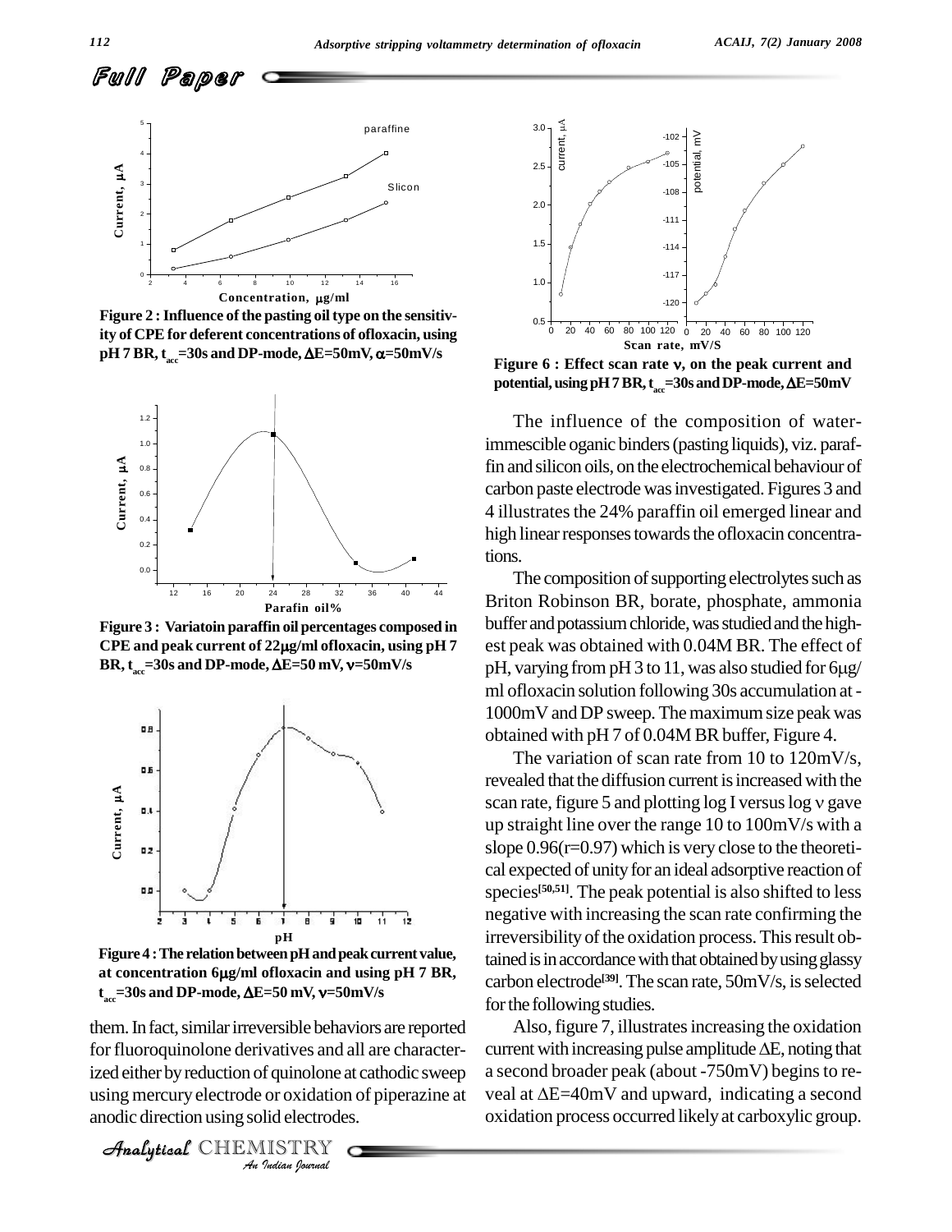Figure 2 : Influence of the pasting oil type on the sensitivity of CPE for deferent concentrations of ofloxacin, using pH 7 BR, $t_{acc}$=30s and DP-mode, ΔE=50mV, α=50mV/s

Figure 3 : Variatoin paraffin oil percentages composed in CPE and peak current of 22μg/ml ofloxacin, using pH 7 BR, $t_{acc}$=30s and DP-mode, ΔE=50 mV, ν=50mV/s

Figure 4 : The relation between pH and peak current value, at concentration 6μg/ml ofloxacin and using pH 7 BR, $t_{acc}$=30s and DP-mode, ΔE=50 mV, ν=50mV/s

them. In fact, similar irreversible behaviors are reported for fluoroquinolone derivatives and all are characterized either by reduction of quinolone at cathodic sweep using mercury electrode or oxidation of piperazine at anodic direction using solid electrodes.

Figure 6 : Effect scan rate ν, on the peak current and potential, using pH 7 BR, $t_{acc}$=30s and DP-mode, ΔE=50mV

The influence of the composition of water-immescible oganic binders (pasting liquids), viz. paraffin and silicon oils, on the electrochemical behaviour of carbon paste electrode was investigated. Figures 3 and 4 illustrates the 24% paraffin oil emerged linear and high linear responses towards the ofloxacin concentrations.

The composition of supporting electrolytes such as Briton Robinson BR, borate, phosphate, ammonia buffer and potassium chloride, was studied and the highest peak was obtained with 0.04M BR. The effect of pH, varying from pH 3 to 11, was also studied for 6μg/ml ofloxacin solution following 30s accumulation at -1000mV and DP sweep. The maximum size peak was obtained with pH 7 of 0.04M BR buffer, Figure 4.

The variation of scan rate from 10 to 120mV/s, revealed that the diffusion current is increased with the scan rate, figure 5 and plotting log I versus log ν gave up straight line over the range 10 to 100mV/s with a slope 0.96(r=0.97) which is very close to the theoretical expected of unity for an ideal adsorptive reaction of species[50,51]. The peak potential is also shifted to less negative with increasing the scan rate confirming the irreversibility of the oxidation process. This result obtained is in accordance with that obtained by using glassy carbon electrode[39]. The scan rate, 50mV/s, is selected for the following studies.

Also, figure 7, illustrates increasing the oxidation current with increasing pulse amplitude ΔE, noting that a second broader peak (about -750mV) begins to reveal at ΔE=40mV and upward, indicating a second oxidation process occurred likely at carboxylic group.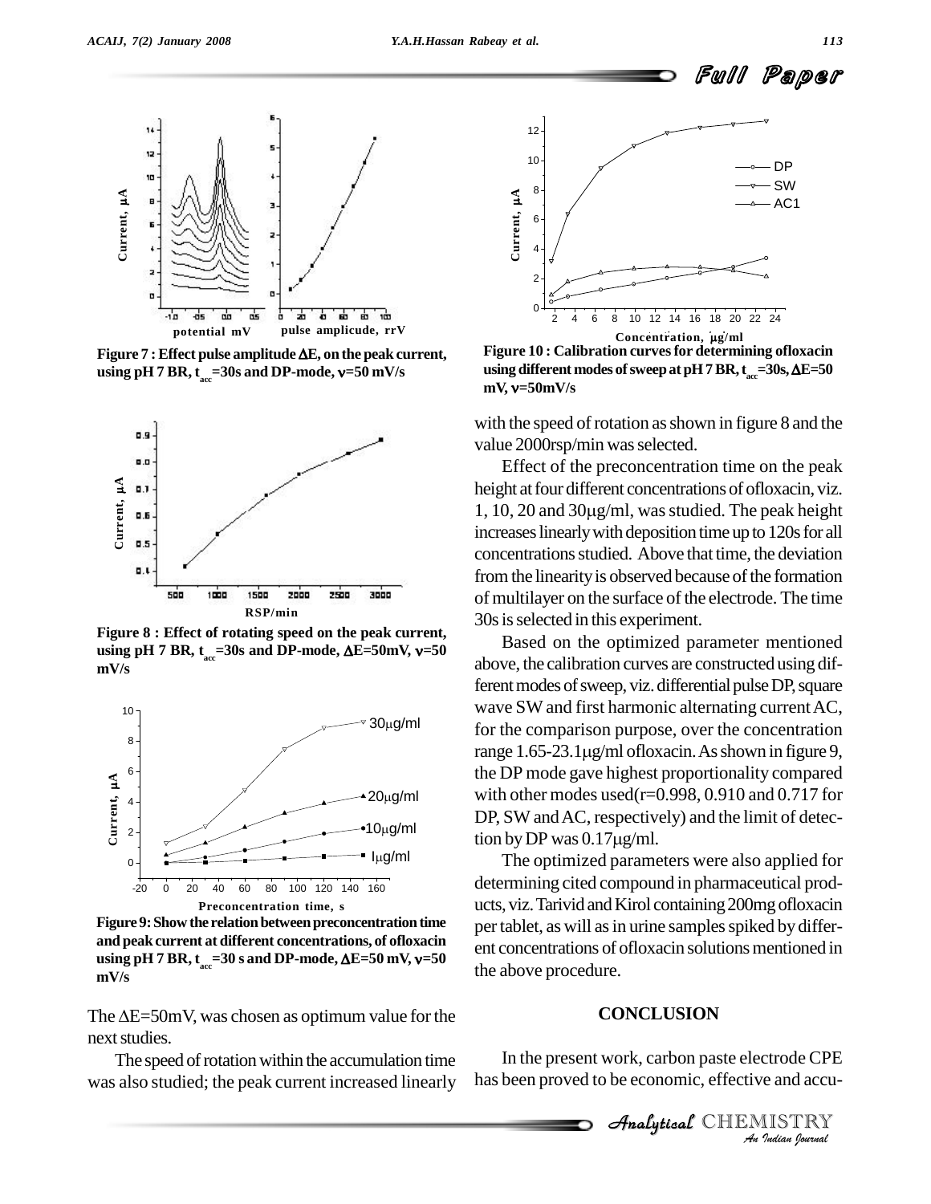Figure 7 : Effect pulse amplitude $\Delta E$, on the peak current, using pH 7 BR, $t_{acc}$=30s and DP-mode, $\nu$=50 mV/s

Figure 8 : Effect of rotating speed on the peak current, using pH 7 BR, $t_{acc}$=30s and DP-mode, $\Delta E$=50mV, $\nu$=50 mV/s

Figure 9: Show the relation between preconcentration time and peak current at different concentrations, of ofloxacin using pH 7 BR, $t_{acc}$=30 s and DP-mode, $\Delta E$=50 mV, $\nu$=50 mV/s

The $\Delta E$=50mV, was chosen as optimum value for the next studies.

The speed of rotation within the accumulation time was also studied; the peak current increased linearly with the speed of rotation as shown in figure 8 and the value 2000rsp/min was selected.

Effect of the preconcentration time on the peak height at four different concentrations of ofloxacin, viz. 1, 10, 20 and 30µg/ml, was studied. The peak height increases linearly with deposition time up to 120s for all concentrations studied. Above that time, the deviation from the linearity is observed because of the formation of multilayer on the surface of the electrode. The time 30s is selected in this experiment.

Figure 10 : Calibration curves for determining ofloxacin using different modes of sweep at pH 7 BR, $t_{acc}$=30s, $\Delta E$=50 mV, $\nu$=50mV/s

Based on the optimized parameter mentioned above, the calibration curves are constructed using different modes of sweep, viz. differential pulse DP, square wave SW and first harmonic alternating current AC, for the comparison purpose, over the concentration range 1.65-23.1µg/ml ofloxacin. As shown in figure 9, the DP mode gave highest proportionality compared with other modes used(r=0.998, 0.910 and 0.717 for DP, SW and AC, respectively) and the limit of detection by DP was 0.17µg/ml.

The optimized parameters were also applied for determining cited compound in pharmaceutical products, viz. Tarivid and Kirol containing 200mg ofloxacin per tablet, as will as in urine samples spiked by different concentrations of ofloxacin solutions mentioned in the above procedure.

## CONCLUSION

In the present work, carbon paste electrode CPE has been proved to be economic, effective and accu-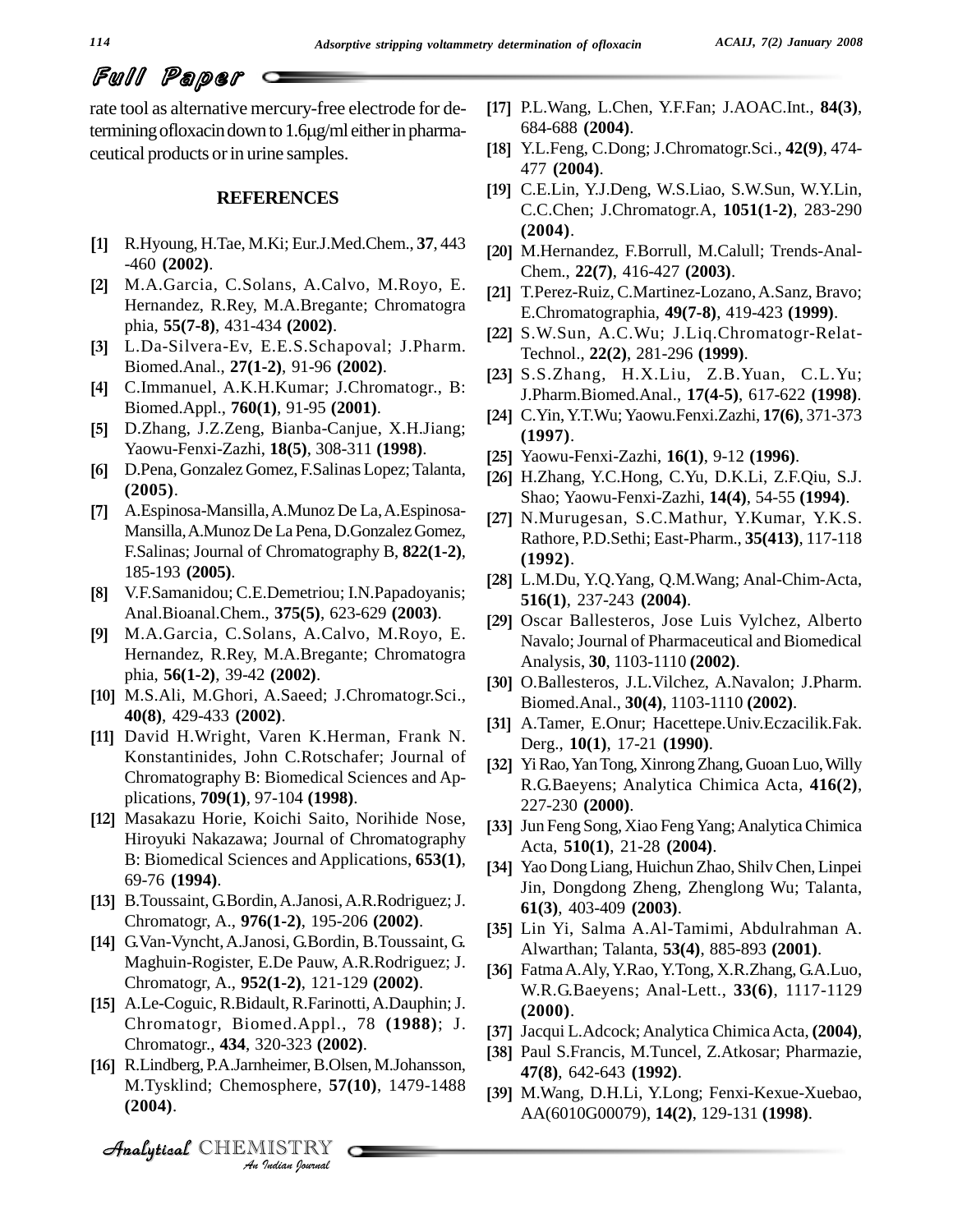rate tool as alternative mercury-free electrode for determining ofloxacin down to 1.6μg/ml either in pharmaceutical products or in urine samples.

## REFERENCES

[1] R.Hyoung, H.Tae, M.Ki; Eur.J.Med.Chem., **37**, 443 -460 **(2002)**.

[2] M.A.Garcia, C.Solans, A.Calvo, M.Royo, E. Hernandez, R.Rey, M.A.Bregante; Chromatographia, **55(7-8)**, 431-434 **(2002)**.

[3] L.Da-Silvera-Ev, E.E.S.Schapoval; J.Pharm. Biomed.Anal., **27(1-2)**, 91-96 **(2002)**.

[4] C.Immanuel, A.K.H.Kumar; J.Chromatogr., B: Biomed.Appl., **760(1)**, 91-95 **(2001)**.

[5] D.Zhang, J.Z.Zeng, Bianba-Canjue, X.H.Jiang; Yaowu-Fenxi-Zazhi, **18(5)**, 308-311 **(1998)**.

[6] D.Pena, Gonzalez Gomez, F.Salinas Lopez; Talanta, **(2005)**.

[7] A.Espinosa-Mansilla, A.Munoz De La, A.Espinosa-Mansilla, A.Munoz De La Pena, D.Gonzalez Gomez, F.Salinas; Journal of Chromatography B, **822(1-2)**, 185-193 **(2005)**.

[8] V.F.Samanidou; C.E.Demetriou; I.N.Papadoyanis; Anal.Bioanal.Chem., **375(5)**, 623-629 **(2003)**.

[9] M.A.Garcia, C.Solans, A.Calvo, M.Royo, E. Hernandez, R.Rey, M.A.Bregante; Chromatographia, **56(1-2)**, 39-42 **(2002)**.

[10] M.S.Ali, M.Ghori, A.Saeed; J.Chromatogr.Sci., **40(8)**, 429-433 **(2002)**.

[11] David H.Wright, Varen K.Herman, Frank N. Konstantinides, John C.Rotschafer; Journal of Chromatography B: Biomedical Sciences and Applications, **709(1)**, 97-104 **(1998)**.

[12] Masakazu Horie, Koichi Saito, Norihide Nose, Hiroyuki Nakazawa; Journal of Chromatography B: Biomedical Sciences and Applications, **653(1)**, 69-76 **(1994)**.

[13] B.Toussaint, G.Bordin, A.Janosi, A.R.Rodriguez; J. Chromatogr, A., **976(1-2)**, 195-206 **(2002)**.

[14] G.Van-Vyncht, A.Janosi, G.Bordin, B.Toussaint, G. Maghuin-Rogister, E.De Pauw, A.R.Rodriguez; J. Chromatogr, A., **952(1-2)**, 121-129 **(2002)**.

[15] A.Le-Coguic, R.Bidault, R.Farinotti, A.Dauphin; J. Chromatogr, Biomed.Appl., 78 **(1988)**; J. Chromatogr., **434**, 320-323 **(2002)**.

[16] R.Lindberg, P.A.Jarnheimer, B.Olsen, M.Johansson, M.Tysklind; Chemosphere, **57(10)**, 1479-1488 **(2004)**.

[17] P.L.Wang, L.Chen, Y.F.Fan; J.AOAC.Int., **84(3)**, 684-688 **(2004)**.

[18] Y.L.Feng, C.Dong; J.Chromatogr.Sci., **42(9)**, 474-477 **(2004)**.

[19] C.E.Lin, Y.J.Deng, W.S.Liao, S.W.Sun, W.Y.Lin, C.C.Chen; J.Chromatogr.A, **1051(1-2)**, 283-290 **(2004)**.

[20] M.Hernandez, F.Borrull, M.Calull; Trends-Anal-Chem., **22(7)**, 416-427 **(2003)**.

[21] T.Perez-Ruiz, C.Martinez-Lozano, A.Sanz, Bravo; E.Chromatographia, **49(7-8)**, 419-423 **(1999)**.

[22] S.W.Sun, A.C.Wu; J.Liq.Chromatogr-Relat-Technol., **22(2)**, 281-296 **(1999)**.

[23] S.S.Zhang, H.X.Liu, Z.B.Yuan, C.L.Yu; J.Pharm.Biomed.Anal., **17(4-5)**, 617-622 **(1998)**.

[24] C.Yin, Y.T.Wu; Yaowu.Fenxi.Zazhi, **17(6)**, 371-373 **(1997)**.

[25] Yaowu-Fenxi-Zazhi, **16(1)**, 9-12 **(1996)**.

[26] H.Zhang, Y.C.Hong, C.Yu, D.K.Li, Z.F.Qiu, S.J. Shao; Yaowu-Fenxi-Zazhi, **14(4)**, 54-55 **(1994)**.

[27] N.Murugesan, S.C.Mathur, Y.Kumar, Y.K.S. Rathore, P.D.Sethi; East-Pharm., **35(413)**, 117-118 **(1992)**.

[28] L.M.Du, Y.Q.Yang, Q.M.Wang; Anal-Chim-Acta, **516(1)**, 237-243 **(2004)**.

[29] Oscar Ballesteros, Jose Luis Vylchez, Alberto Navalo; Journal of Pharmaceutical and Biomedical Analysis, **30**, 1103-1110 **(2002)**.

[30] O.Ballesteros, J.L.Vilchez, A.Navalon; J.Pharm. Biomed.Anal., **30(4)**, 1103-1110 **(2002)**.

[31] A.Tamer, E.Onur; Hacettepe.Univ.Eczacilik.Fak. Derg., **10(1)**, 17-21 **(1990)**.

[32] Yi Rao, Yan Tong, Xinrong Zhang, Guoan Luo, Willy R.G.Baeyens; Analytica Chimica Acta, **416(2)**, 227-230 **(2000)**.

[33] Jun Feng Song, Xiao Feng Yang; Analytica Chimica Acta, **510(1)**, 21-28 **(2004)**.

[34] Yao Dong Liang, Huichun Zhao, Shilv Chen, Linpei Jin, Dongdong Zheng, Zhenglong Wu; Talanta, **61(3)**, 403-409 **(2003)**.

[35] Lin Yi, Salma A.Al-Tamimi, Abdulrahman A. Alwarthan; Talanta, **53(4)**, 885-893 **(2001)**.

[36] Fatma A.Aly, Y.Rao, Y.Tong, X.R.Zhang, G.A.Luo, W.R.G.Baeyens; Anal-Lett., **33(6)**, 1117-1129 **(2000)**.

[37] Jacqui L.Adcock; Analytica Chimica Acta, **(2004)**,

[38] Paul S.Francis, M.Tuncel, Z.Atkosar; Pharmazie, **47(8)**, 642-643 **(1992)**.

[39] M.Wang, D.H.Li, Y.Long; Fenxi-Kexue-Xuebao, AA(6010G00079), **14(2)**, 129-131 **(1998)**.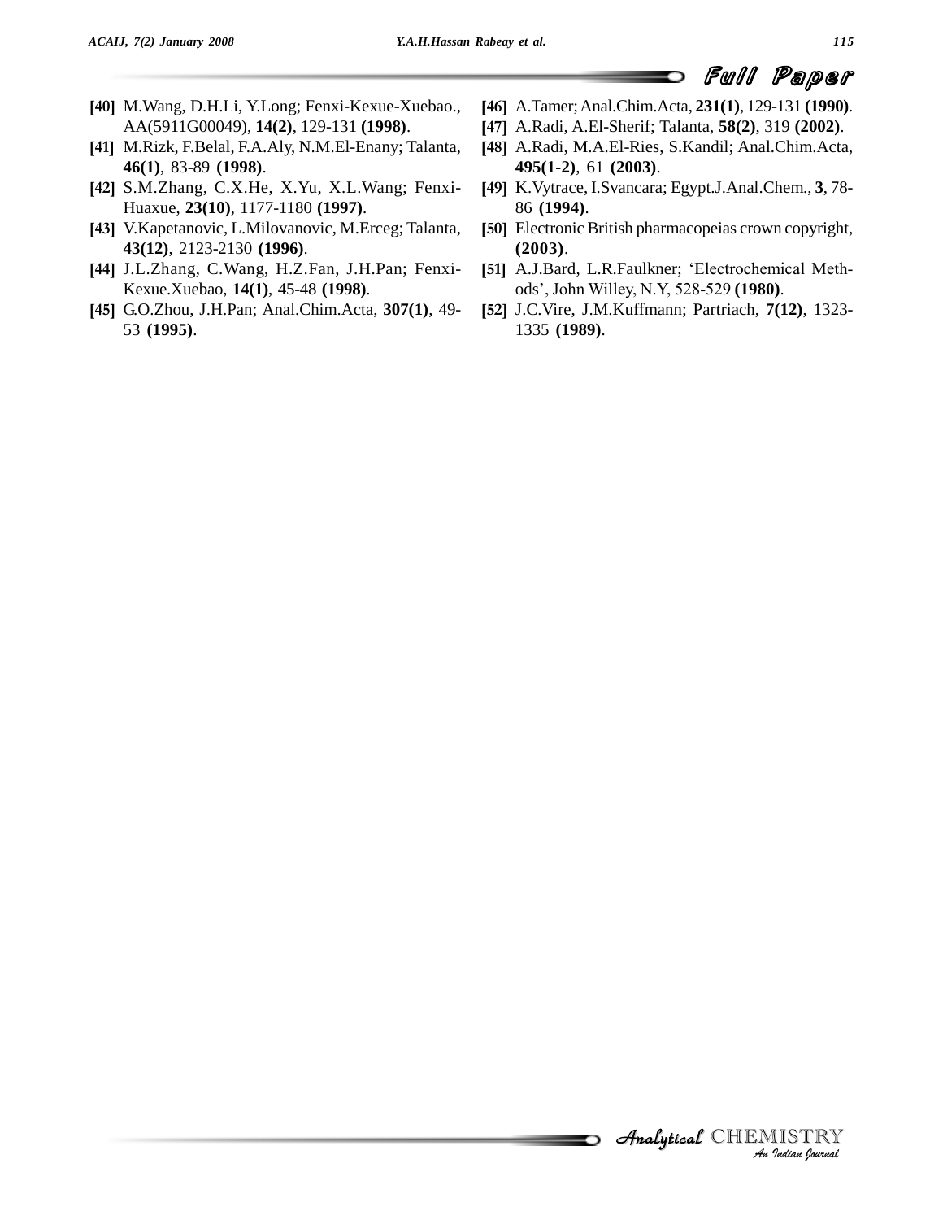**[40]** M.Wang, D.H.Li, Y.Long; Fenxi-Kexue-Xuebao., AA(5911G00049), **14(2)**, 129-131 **(1998)**.

**[41]** M.Rizk, F.Belal, F.A.Aly, N.M.El-Enany; Talanta, **46(1)**, 83-89 **(1998)**.

**[42]** S.M.Zhang, C.X.He, X.Yu, X.L.Wang; Fenxi-Huaxue, **23(10)**, 1177-1180 **(1997)**.

**[43]** V.Kapetanovic, L.Milovanovic, M.Erceg; Talanta, **43(12)**, 2123-2130 **(1996)**.

**[44]** J.L.Zhang, C.Wang, H.Z.Fan, J.H.Pan; Fenxi-Kexue.Xuebao, **14(1)**, 45-48 **(1998)**.

**[45]** G.O.Zhou, J.H.Pan; Anal.Chim.Acta, **307(1)**, 49-53 **(1995)**.

**[46]** A.Tamer; Anal.Chim.Acta, **231(1)**, 129-131 **(1990)**.

**[47]** A.Radi, A.El-Sherif; Talanta, **58(2)**, 319 **(2002)**.

**[48]** A.Radi, M.A.El-Ries, S.Kandil; Anal.Chim.Acta, **495(1-2)**, 61 **(2003)**.

**[49]** K.Vytrace, I.Svancara; Egypt.J.Anal.Chem., **3**, 78-86 **(1994)**.

**[50]** Electronic British pharmacopeias crown copyright, **(2003)**.

**[51]** A.J.Bard, L.R.Faulkner; 'Electrochemical Methods', John Willey, N.Y, 528-529 **(1980)**.

**[52]** J.C.Vire, J.M.Kuffmann; Partriach, **7(12)**, 1323-1335 **(1989)**.